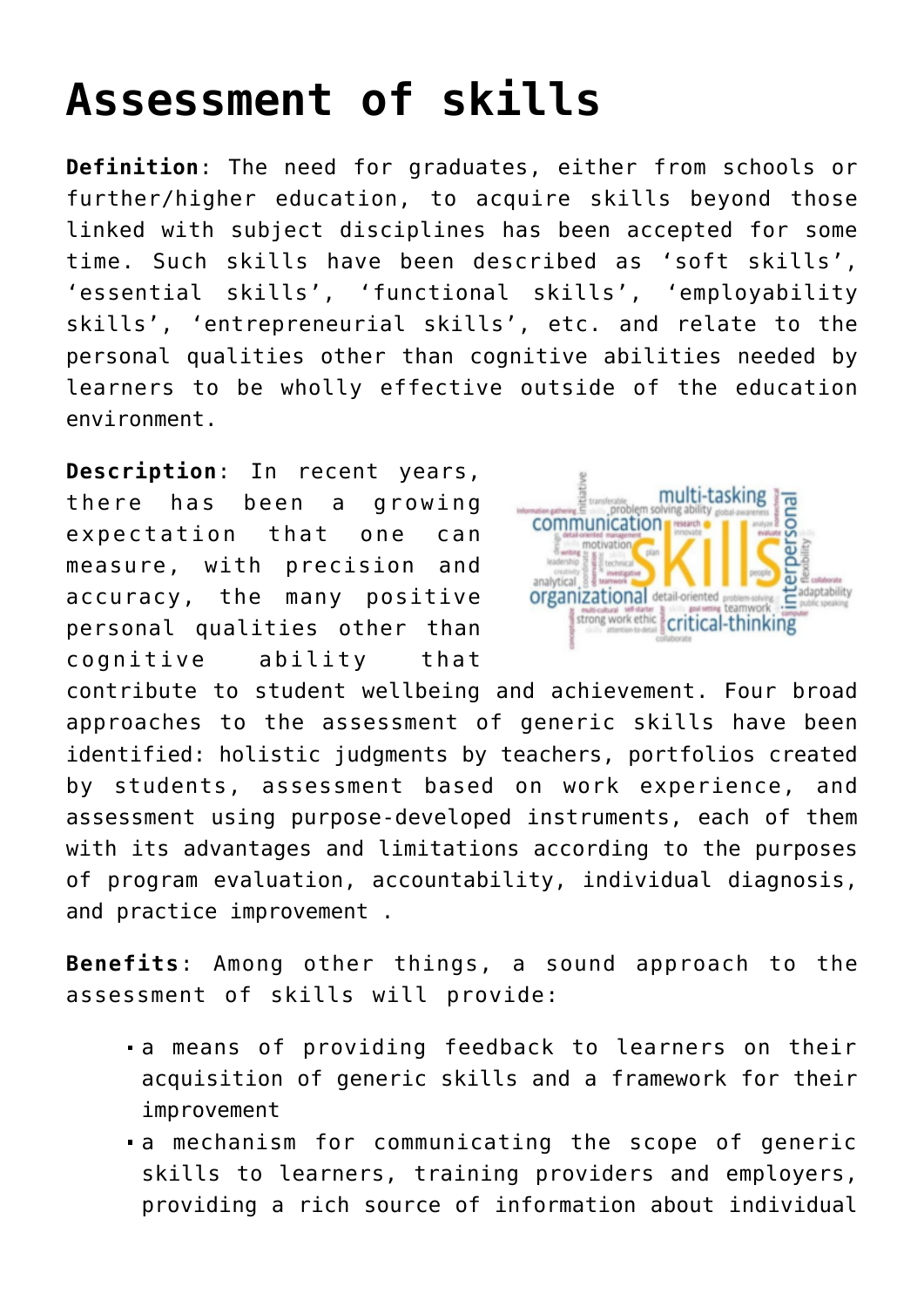# Assessment of skills

**Definition**: The need for graduates, either from schools or further/higher education, to acquire skills beyond those linked with subject disciplines has been accepted for some time. Such skills have been described as 'soft skills', 'essential skills', 'functional skills', 'employability skills', 'entrepreneurial skills', etc. and relate to the personal qualities other than cognitive abilities needed by learners to be wholly effective outside of the education environment.

**Description**: In recent years, there has been a growing expectation that one can measure, with precision and accuracy, the many positive personal qualities other than cognitive ability that contribute to student wellbeing and achievement. Four broad approaches to the assessment of generic skills have been identified: holistic judgments by teachers, portfolios created by students, assessment based on work experience, and assessment using purpose-developed instruments, each of them with its advantages and limitations according to the purposes of program evaluation, accountability, individual diagnosis, and practice improvement .

**Benefits**: Among other things, a sound approach to the assessment of skills will provide:

- a means of providing feedback to learners on their acquisition of generic skills and a framework for their improvement
- a mechanism for communicating the scope of generic skills to learners, training providers and employers, providing a rich source of information about individual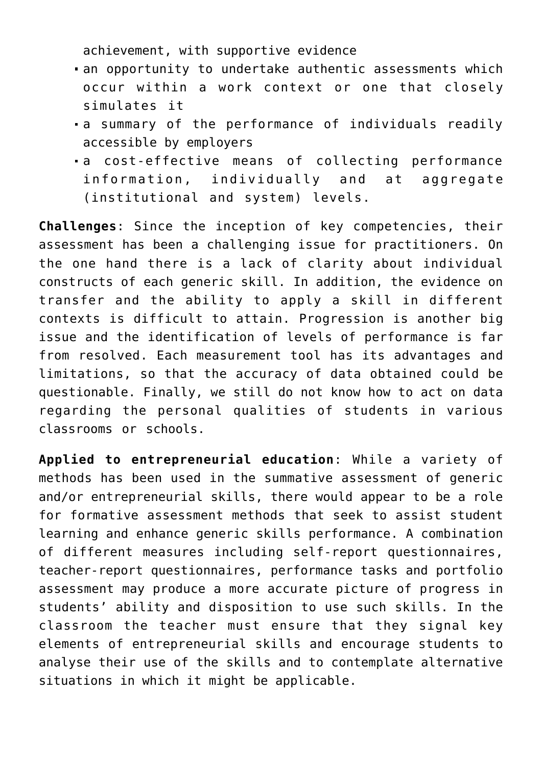achievement, with supportive evidence

- an opportunity to undertake authentic assessments which occur within a work context or one that closely simulates it
- a summary of the performance of individuals readily accessible by employers
- a cost-effective means of collecting performance information, individually and at aggregate (institutional and system) levels.

**Challenges**: Since the inception of key competencies, their assessment has been a challenging issue for practitioners. On the one hand there is a lack of clarity about individual constructs of each generic skill. In addition, the evidence on transfer and the ability to apply a skill in different contexts is difficult to attain. Progression is another big issue and the identification of levels of performance is far from resolved. Each measurement tool has its advantages and limitations, so that the accuracy of data obtained could be questionable. Finally, we still do not know how to act on data regarding the personal qualities of students in various classrooms or schools.

**Applied to entrepreneurial education**: While a variety of methods has been used in the summative assessment of generic and/or entrepreneurial skills, there would appear to be a role for formative assessment methods that seek to assist student learning and enhance generic skills performance. A combination of different measures including self-report questionnaires, teacher-report questionnaires, performance tasks and portfolio assessment may produce a more accurate picture of progress in students' ability and disposition to use such skills. In the classroom the teacher must ensure that they signal key elements of entrepreneurial skills and encourage students to analyse their use of the skills and to contemplate alternative situations in which it might be applicable.